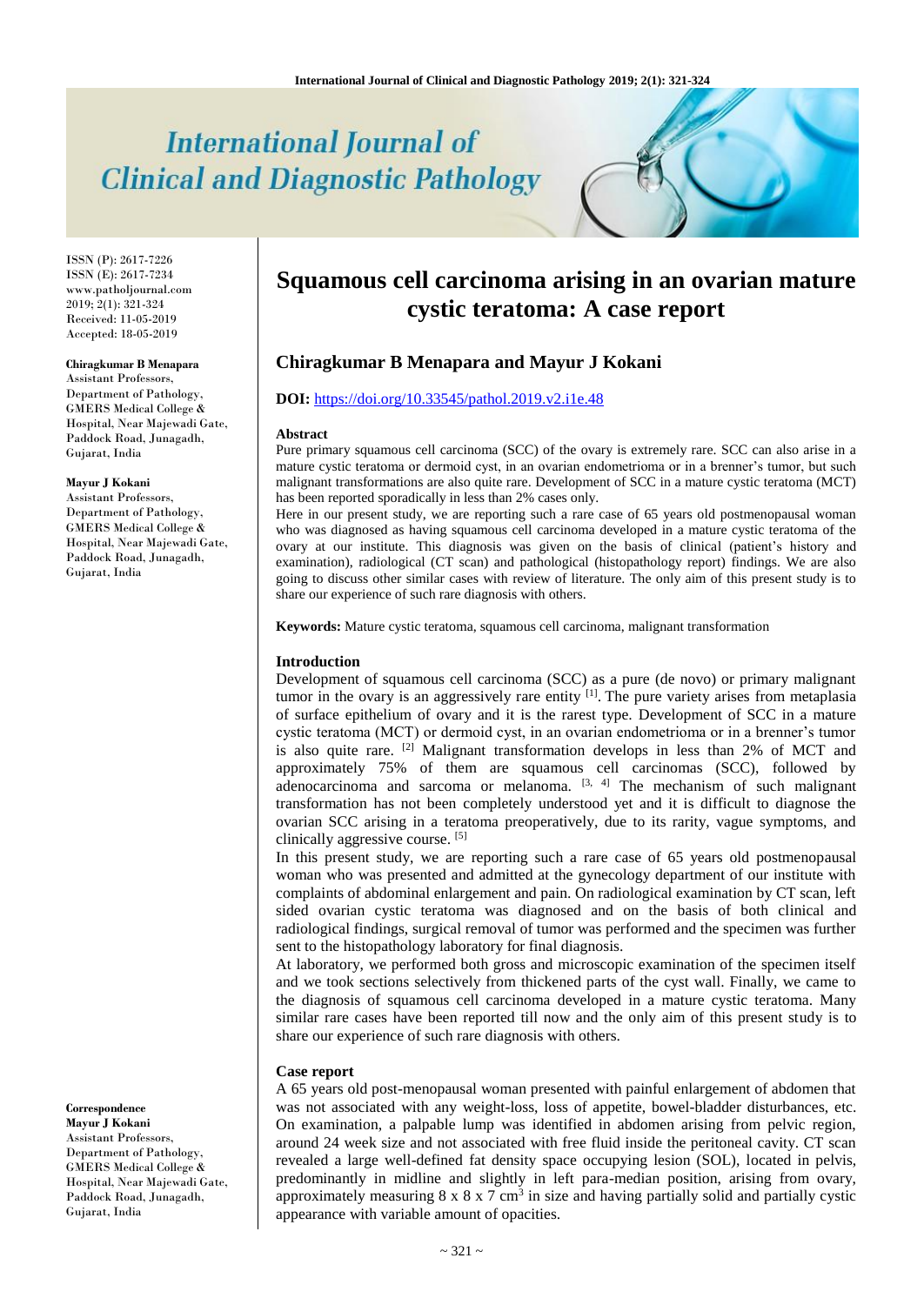# International Journal of Clinical and Diagnostic Pathology

ISSN (P): 2617-7226
ISSN (E): 2617-7234
www.patholjournal.com
2019; 2(1): 321-324
Received: 11-05-2019
Accepted: 18-05-2019

**Chiragkumar B Menapara**
Assistant Professors, Department of Pathology, GMERS Medical College & Hospital, Near Majewadi Gate, Paddock Road, Junagadh, Gujarat, India

**Mayur J Kokani**
Assistant Professors, Department of Pathology, GMERS Medical College & Hospital, Near Majewadi Gate, Paddock Road, Junagadh, Gujarat, India

**Correspondence**
**Mayur J Kokani**
Assistant Professors, Department of Pathology, GMERS Medical College & Hospital, Near Majewadi Gate, Paddock Road, Junagadh, Gujarat, India

# Squamous cell carcinoma arising in an ovarian mature cystic teratoma: A case report

## Chiragkumar B Menapara and Mayur J Kokani

**DOI:** https://doi.org/10.33545/pathol.2019.v2.i1e.48

### Abstract

Pure primary squamous cell carcinoma (SCC) of the ovary is extremely rare. SCC can also arise in a mature cystic teratoma or dermoid cyst, in an ovarian endometrioma or in a brenner's tumor, but such malignant transformations are also quite rare. Development of SCC in a mature cystic teratoma (MCT) has been reported sporadically in less than 2% cases only.

Here in our present study, we are reporting such a rare case of 65 years old postmenopausal woman who was diagnosed as having squamous cell carcinoma developed in a mature cystic teratoma of the ovary at our institute. This diagnosis was given on the basis of clinical (patient's history and examination), radiological (CT scan) and pathological (histopathology report) findings. We are also going to discuss other similar cases with review of literature. The only aim of this present study is to share our experience of such rare diagnosis with others.

**Keywords:** Mature cystic teratoma, squamous cell carcinoma, malignant transformation

### Introduction

Development of squamous cell carcinoma (SCC) as a pure (de novo) or primary malignant tumor in the ovary is an aggressively rare entity [1]. The pure variety arises from metaplasia of surface epithelium of ovary and it is the rarest type. Development of SCC in a mature cystic teratoma (MCT) or dermoid cyst, in an ovarian endometrioma or in a brenner's tumor is also quite rare. [2] Malignant transformation develops in less than 2% of MCT and approximately 75% of them are squamous cell carcinomas (SCC), followed by adenocarcinoma and sarcoma or melanoma. [3, 4] The mechanism of such malignant transformation has not been completely understood yet and it is difficult to diagnose the ovarian SCC arising in a teratoma preoperatively, due to its rarity, vague symptoms, and clinically aggressive course. [5]

In this present study, we are reporting such a rare case of 65 years old postmenopausal woman who was presented and admitted at the gynecology department of our institute with complaints of abdominal enlargement and pain. On radiological examination by CT scan, left sided ovarian cystic teratoma was diagnosed and on the basis of both clinical and radiological findings, surgical removal of tumor was performed and the specimen was further sent to the histopathology laboratory for final diagnosis.

At laboratory, we performed both gross and microscopic examination of the specimen itself and we took sections selectively from thickened parts of the cyst wall. Finally, we came to the diagnosis of squamous cell carcinoma developed in a mature cystic teratoma. Many similar rare cases have been reported till now and the only aim of this present study is to share our experience of such rare diagnosis with others.

### Case report

A 65 years old post-menopausal woman presented with painful enlargement of abdomen that was not associated with any weight-loss, loss of appetite, bowel-bladder disturbances, etc. On examination, a palpable lump was identified in abdomen arising from pelvic region, around 24 week size and not associated with free fluid inside the peritoneal cavity. CT scan revealed a large well-defined fat density space occupying lesion (SOL), located in pelvis, predominantly in midline and slightly in left para-median position, arising from ovary, approximately measuring 8 x 8 x 7 $cm^3$ in size and having partially solid and partially cystic appearance with variable amount of opacities.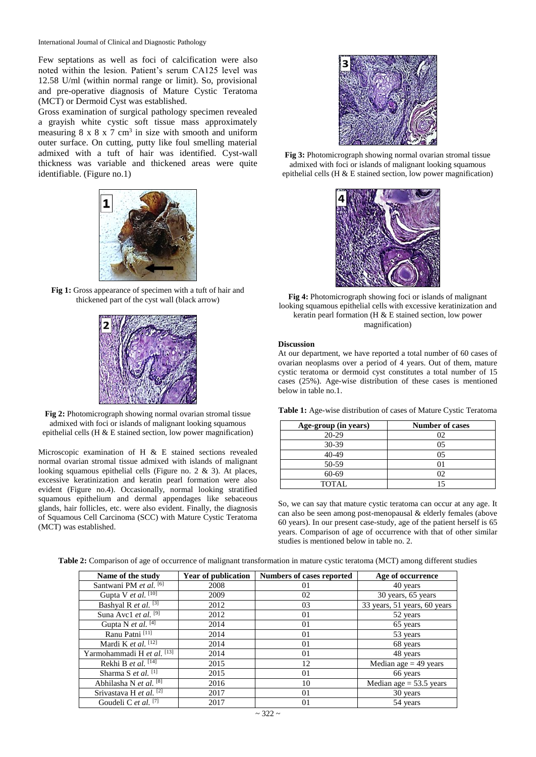Few septations as well as foci of calcification were also noted within the lesion. Patient's serum CA125 level was 12.58 U/ml (within normal range or limit). So, provisional and pre-operative diagnosis of Mature Cystic Teratoma (MCT) or Dermoid Cyst was established.

Gross examination of surgical pathology specimen revealed a grayish white cystic soft tissue mass approximately measuring 8 x 8 x 7 $cm^3$ in size with smooth and uniform outer surface. On cutting, putty like foul smelling material admixed with a tuft of hair was identified. Cyst-wall thickness was variable and thickened areas were quite identifiable. (Figure no.1)

**Fig 1:** Gross appearance of specimen with a tuft of hair and thickened part of the cyst wall (black arrow)

**Fig 2:** Photomicrograph showing normal ovarian stromal tissue admixed with foci or islands of malignant looking squamous epithelial cells (H & E stained section, low power magnification)

Microscopic examination of H & E stained sections revealed normal ovarian stromal tissue admixed with islands of malignant looking squamous epithelial cells (Figure no. 2 & 3). At places, excessive keratinization and keratin pearl formation were also evident (Figure no.4). Occasionally, normal looking stratified squamous epithelium and dermal appendages like sebaceous glands, hair follicles, etc. were also evident. Finally, the diagnosis of Squamous Cell Carcinoma (SCC) with Mature Cystic Teratoma (MCT) was established.

**Fig 3:** Photomicrograph showing normal ovarian stromal tissue admixed with foci or islands of malignant looking squamous epithelial cells (H & E stained section, low power magnification)

**Fig 4:** Photomicrograph showing foci or islands of malignant looking squamous epithelial cells with excessive keratinization and keratin pearl formation (H & E stained section, low power magnification)

**Discussion**

At our department, we have reported a total number of 60 cases of ovarian neoplasms over a period of 4 years. Out of them, mature cystic teratoma or dermoid cyst constitutes a total number of 15 cases (25%). Age-wise distribution of these cases is mentioned below in table no.1.

**Table 1:** Age-wise distribution of cases of Mature Cystic Teratoma

| Age-group (in years) | Number of cases |
|---|---|
| 20-29 | 02 |
| 30-39 | 05 |
| 40-49 | 05 |
| 50-59 | 01 |
| 60-69 | 02 |
| TOTAL | 15 |

So, we can say that mature cystic teratoma can occur at any age. It can also be seen among post-menopausal & elderly females (above 60 years). In our present case-study, age of the patient herself is 65 years. Comparison of age of occurrence with that of other similar studies is mentioned below in table no. 2.

**Table 2:** Comparison of age of occurrence of malignant transformation in mature cystic teratoma (MCT) among different studies

| Name of the study | Year of publication | Numbers of cases reported | Age of occurrence |
|---|---|---|---|
| Santwani PM *et al.* [6] | 2008 | 01 | 40 years |
| Gupta V *et al.* [10] | 2009 | 02 | 30 years, 65 years |
| Bashyal R *et al.* [3] | 2012 | 03 | 33 years, 51 years, 60 years |
| Suna Avc1 *et al.* [9] | 2012 | 01 | 52 years |
| Gupta N *et al.* [4] | 2014 | 01 | 65 years |
| Ranu Patni [11] | 2014 | 01 | 53 years |
| Mardi K *et al.* [12] | 2014 | 01 | 68 years |
| Yarmohammadi H *et al.* [13] | 2014 | 01 | 48 years |
| Rekhi B *et al.* [14] | 2015 | 12 | Median age = 49 years |
| Sharma S *et al.* [1] | 2015 | 01 | 66 years |
| Abhilasha N *et al.* [8] | 2016 | 10 | Median age = 53.5 years |
| Srivastava H *et al.* [2] | 2017 | 01 | 30 years |
| Goudeli C *et al.* [7] | 2017 | 01 | 54 years |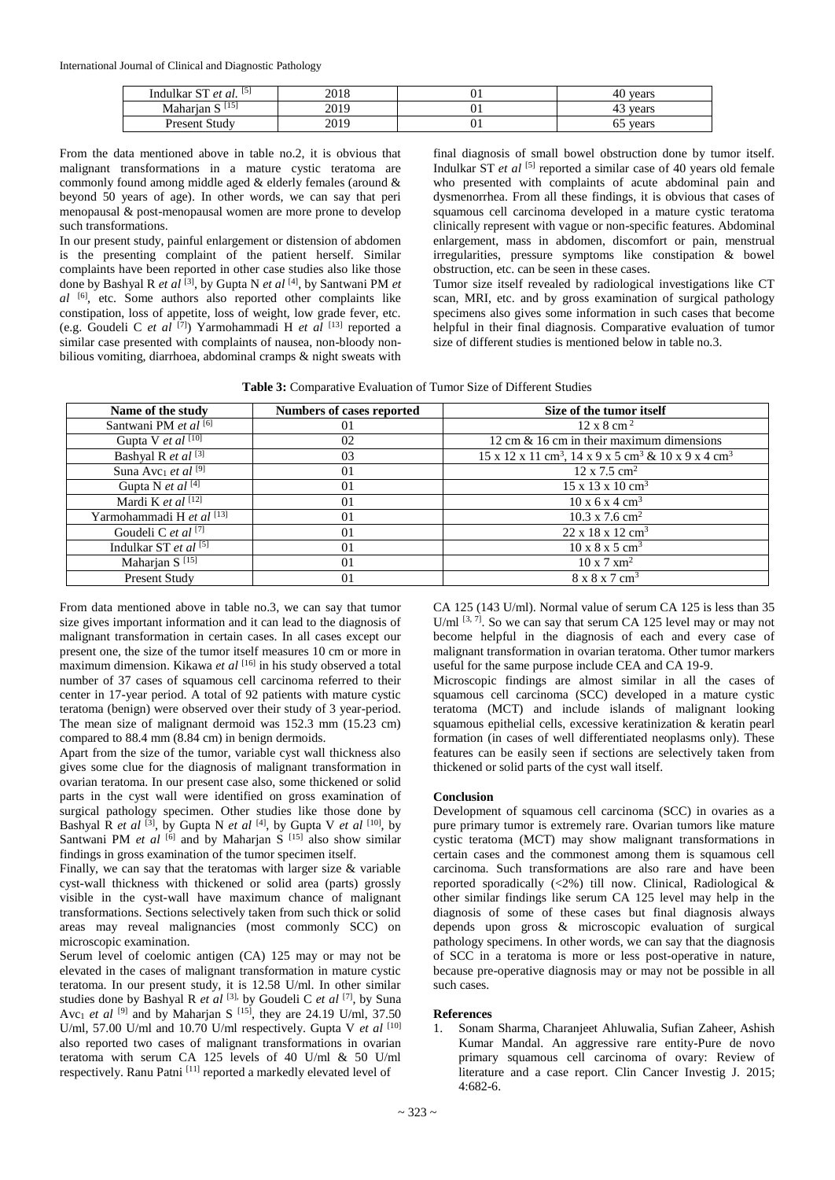| Indulkar ST *et al.* [5] | 2018 | 01 | 40 years |
|---|---|---|---|
| Maharjan S [15] | 2019 | 01 | 43 years |
| Present Study | 2019 | 01 | 65 years |

From the data mentioned above in table no.2, it is obvious that malignant transformations in a mature cystic teratoma are commonly found among middle aged & elderly females (around & beyond 50 years of age). In other words, we can say that peri menopausal & post-menopausal women are more prone to develop such transformations.

In our present study, painful enlargement or distension of abdomen is the presenting complaint of the patient herself. Similar complaints have been reported in other case studies also like those done by Bashyal R *et al* [3], by Gupta N *et al* [4], by Santwani PM *et al* [6], etc. Some authors also reported other complaints like constipation, loss of appetite, loss of weight, low grade fever, etc. (e.g. Goudeli C *et al* [7]) Yarmohammadi H *et al* [13] reported a similar case presented with complaints of nausea, non-bloody non-bilious vomiting, diarrhoea, abdominal cramps & night sweats with final diagnosis of small bowel obstruction done by tumor itself. Indulkar ST *et al* [5] reported a similar case of 40 years old female who presented with complaints of acute abdominal pain and dysmenorrhea. From all these findings, it is obvious that cases of squamous cell carcinoma developed in a mature cystic teratoma clinically represent with vague or non-specific features. Abdominal enlargement, mass in abdomen, discomfort or pain, menstrual irregularities, pressure symptoms like constipation & bowel obstruction, etc. can be seen in these cases.

Tumor size itself revealed by radiological investigations like CT scan, MRI, etc. and by gross examination of surgical pathology specimens also gives some information in such cases that become helpful in their final diagnosis. Comparative evaluation of tumor size of different studies is mentioned below in table no.3.

**Table 3:** Comparative Evaluation of Tumor Size of Different Studies

| Name of the study | Numbers of cases reported | Size of the tumor itself |
|---|---|---|
| Santwani PM *et al* [6] | 01 | 12 x 8 cm $^2$ |
| Gupta V *et al* [10] | 02 | 12 cm & 16 cm in their maximum dimensions |
| Bashyal R *et al* [3] | 03 | 15 x 12 x 11 cm$^3$, 14 x 9 x 5 cm$^3$ & 10 x 9 x 4 cm$^3$ |
| Suna Avc$_1$ *et al* [9] | 01 | 12 x 7.5 cm$^2$ |
| Gupta N *et al* [4] | 01 | 15 x 13 x 10 cm$^3$ |
| Mardi K *et al* [12] | 01 | 10 x 6 x 4 cm$^3$ |
| Yarmohammadi H *et al* [13] | 01 | 10.3 x 7.6 cm$^2$ |
| Goudeli C *et al* [7] | 01 | 22 x 18 x 12 cm$^3$ |
| Indulkar ST *et al* [5] | 01 | 10 x 8 x 5 cm$^3$ |
| Maharjan S [15] | 01 | 10 x 7 xm$^2$ |
| Present Study | 01 | 8 x 8 x 7 cm$^3$ |

From data mentioned above in table no.3, we can say that tumor size gives important information and it can lead to the diagnosis of malignant transformation in certain cases. In all cases except our present one, the size of the tumor itself measures 10 cm or more in maximum dimension. Kikawa *et al* [16] in his study observed a total number of 37 cases of squamous cell carcinoma referred to their center in 17-year period. A total of 92 patients with mature cystic teratoma (benign) were observed over their study of 3 year-period. The mean size of malignant dermoid was 152.3 mm (15.23 cm) compared to 88.4 mm (8.84 cm) in benign dermoids.

Apart from the size of the tumor, variable cyst wall thickness also gives some clue for the diagnosis of malignant transformation in ovarian teratoma. In our present case also, some thickened or solid parts in the cyst wall were identified on gross examination of surgical pathology specimen. Other studies like those done by Bashyal R *et al* [3], by Gupta N *et al* [4], by Gupta V *et al* [10], by Santwani PM *et al* [6] and by Maharjan S [15] also show similar findings in gross examination of the tumor specimen itself.

Finally, we can say that the teratomas with larger size & variable cyst-wall thickness with thickened or solid area (parts) grossly visible in the cyst-wall have maximum chance of malignant transformations. Sections selectively taken from such thick or solid areas may reveal malignancies (most commonly SCC) on microscopic examination.

Serum level of coelomic antigen (CA) 125 may or may not be elevated in the cases of malignant transformation in mature cystic teratoma. In our present study, it is 12.58 U/ml. In other similar studies done by Bashyal R *et al* [3], by Goudeli C *et al* [7], by Suna Avc$_1$ *et al* [9] and by Maharjan S [15], they are 24.19 U/ml, 37.50 U/ml, 57.00 U/ml and 10.70 U/ml respectively. Gupta V *et al* [10] also reported two cases of malignant transformations in ovarian teratoma with serum CA 125 levels of 40 U/ml & 50 U/ml respectively. Ranu Patni [11] reported a markedly elevated level of CA 125 (143 U/ml). Normal value of serum CA 125 is less than 35 U/ml [3, 7]. So we can say that serum CA 125 level may or may not become helpful in the diagnosis of each and every case of malignant transformation in ovarian teratoma. Other tumor markers useful for the same purpose include CEA and CA 19-9.

Microscopic findings are almost similar in all the cases of squamous cell carcinoma (SCC) developed in a mature cystic teratoma (MCT) and include islands of malignant looking squamous epithelial cells, excessive keratinization & keratin pearl formation (in cases of well differentiated neoplasms only). These features can be easily seen if sections are selectively taken from thickened or solid parts of the cyst wall itself.

## Conclusion

Development of squamous cell carcinoma (SCC) in ovaries as a pure primary tumor is extremely rare. Ovarian tumors like mature cystic teratoma (MCT) may show malignant transformations in certain cases and the commonest among them is squamous cell carcinoma. Such transformations are also rare and have been reported sporadically (<2%) till now. Clinical, Radiological & other similar findings like serum CA 125 level may help in the diagnosis of some of these cases but final diagnosis always depends upon gross & microscopic evaluation of surgical pathology specimens. In other words, we can say that the diagnosis of SCC in a teratoma is more or less post-operative in nature, because pre-operative diagnosis may or may not be possible in all such cases.

## References

1. Sonam Sharma, Charanjeet Ahluwalia, Sufian Zaheer, Ashish Kumar Mandal. An aggressive rare entity-Pure de novo primary squamous cell carcinoma of ovary: Review of literature and a case report. Clin Cancer Investig J. 2015; 4:682-6.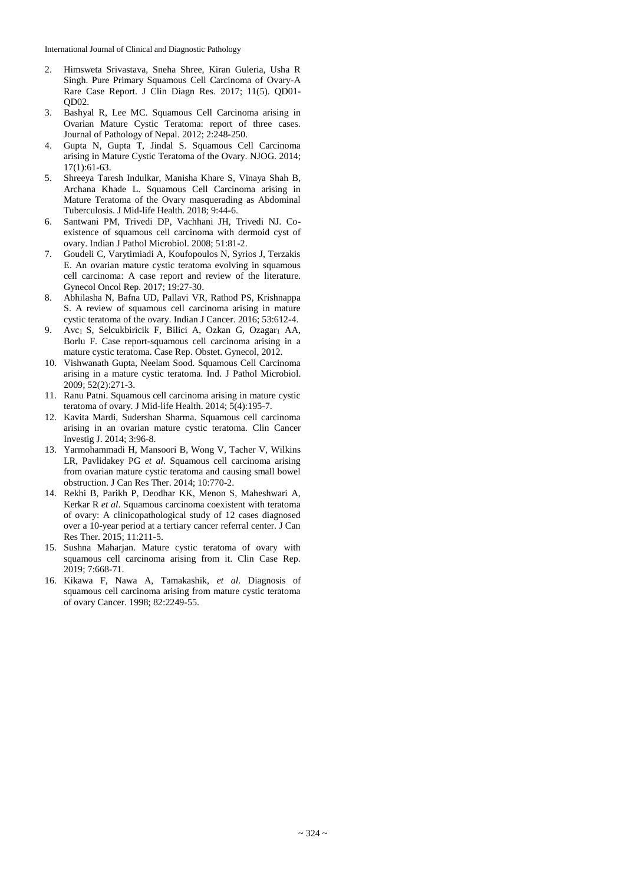2. Himsweta Srivastava, Sneha Shree, Kiran Guleria, Usha R Singh. Pure Primary Squamous Cell Carcinoma of Ovary-A Rare Case Report. J Clin Diagn Res. 2017; 11(5). QD01-QD02.
3. Bashyal R, Lee MC. Squamous Cell Carcinoma arising in Ovarian Mature Cystic Teratoma: report of three cases. Journal of Pathology of Nepal. 2012; 2:248-250.
4. Gupta N, Gupta T, Jindal S. Squamous Cell Carcinoma arising in Mature Cystic Teratoma of the Ovary. NJOG. 2014; 17(1):61-63.
5. Shreeya Taresh Indulkar, Manisha Khare S, Vinaya Shah B, Archana Khade L. Squamous Cell Carcinoma arising in Mature Teratoma of the Ovary masquerading as Abdominal Tuberculosis. J Mid-life Health. 2018; 9:44-6.
6. Santwani PM, Trivedi DP, Vachhani JH, Trivedi NJ. Co-existence of squamous cell carcinoma with dermoid cyst of ovary. Indian J Pathol Microbiol. 2008; 51:81-2.
7. Goudeli C, Varytimiadi A, Koufopoulos N, Syrios J, Terzakis E. An ovarian mature cystic teratoma evolving in squamous cell carcinoma: A case report and review of the literature. Gynecol Oncol Rep. 2017; 19:27-30.
8. Abhilasha N, Bafna UD, Pallavi VR, Rathod PS, Krishnappa S. A review of squamous cell carcinoma arising in mature cystic teratoma of the ovary. Indian J Cancer. 2016; 53:612-4.
9. Avc$_1$ S, Selcukbiricik F, Bilici A, Ozkan G, Ozagar$_1$ AA, Borlu F. Case report-squamous cell carcinoma arising in a mature cystic teratoma. Case Rep. Obstet. Gynecol, 2012.
10. Vishwanath Gupta, Neelam Sood. Squamous Cell Carcinoma arising in a mature cystic teratoma. Ind. J Pathol Microbiol. 2009; 52(2):271-3.
11. Ranu Patni. Squamous cell carcinoma arising in mature cystic teratoma of ovary. J Mid-life Health. 2014; 5(4):195-7.
12. Kavita Mardi, Sudershan Sharma. Squamous cell carcinoma arising in an ovarian mature cystic teratoma. Clin Cancer Investig J. 2014; 3:96-8.
13. Yarmohammadi H, Mansoori B, Wong V, Tacher V, Wilkins LR, Pavlidakey PG *et al*. Squamous cell carcinoma arising from ovarian mature cystic teratoma and causing small bowel obstruction. J Can Res Ther. 2014; 10:770-2.
14. Rekhi B, Parikh P, Deodhar KK, Menon S, Maheshwari A, Kerkar R *et al*. Squamous carcinoma coexistent with teratoma of ovary: A clinicopathological study of 12 cases diagnosed over a 10-year period at a tertiary cancer referral center. J Can Res Ther. 2015; 11:211-5.
15. Sushna Maharjan. Mature cystic teratoma of ovary with squamous cell carcinoma arising from it. Clin Case Rep. 2019; 7:668-71.
16. Kikawa F, Nawa A, Tamakashik, *et al*. Diagnosis of squamous cell carcinoma arising from mature cystic teratoma of ovary Cancer. 1998; 82:2249-55.